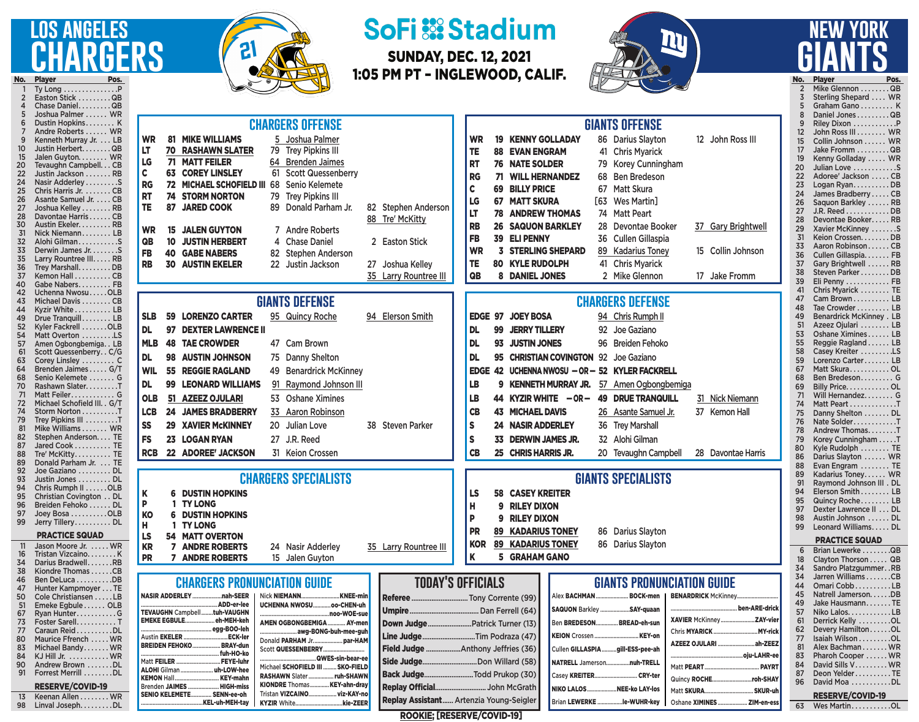# LOS ANGELES CHARGERS

# SoFi Stadium

**SUNDAY, DEC. 12, 2021**
**1:05 PM PT - INGLEWOOD, CALIF.**

# NEW YORK GIANTS

## Los Angeles Chargers Roster

| No. | Player | Pos. |
|---|---|---|
| 1 | Ty Long | P |
| 2 | Easton Stick | QB |
| 4 | Chase Daniel | QB |
| 5 | Joshua Palmer | WR |
| 6 | Dustin Hopkins | K |
| 7 | Andre Roberts | WR |
| 9 | Kenneth Murray Jr. | LB |
| 10 | Justin Herbert | QB |
| 15 | Jalen Guyton | WR |
| 20 | Tevaughn Campbell | CB |
| 22 | Justin Jackson | RB |
| 24 | Nasir Adderley | S |
| 25 | Chris Harris Jr. | CB |
| 26 | Asante Samuel Jr. | CB |
| 27 | Joshua Kelley | RB |
| 28 | Davontae Harris | CB |
| 30 | Austin Ekeler | RB |
| 31 | Nick Niemann | LB |
| 32 | Alohi Gilman | S |
| 33 | Derwin James Jr. | S |
| 35 | Larry Rountree III | RB |
| 36 | Trey Marshall | DB |
| 37 | Kemon Hall | CB |
| 40 | Gabe Nabers | FB |
| 42 | Uchenna Nwosu | OLB |
| 43 | Michael Davis | CB |
| 44 | Kyzir White | LB |
| 49 | Drue Tranquill | LB |
| 52 | Kyler Fackrell | OLB |
| 54 | Matt Overton | LS |
| 57 | Amen Ogbongbemiga | LB |
| 61 | Scott Quessenberry | C/G |
| 63 | Corey Linsley | C |
| 64 | Brenden Jaimes | G/T |
| 68 | Senio Kelemete | G |
| 70 | Rashawn Slater | T |
| 71 | Matt Feiler | G |
| 72 | Michael Schofield III | G/T |
| 74 | Storm Norton | T |
| 79 | Trey Pipkins III | T |
| 81 | Mike Williams | WR |
| 82 | Stephen Anderson | TE |
| 87 | Jared Cook | TE |
| 88 | Tre' McKitty | TE |
| 89 | Donald Parham Jr. | TE |
| 92 | Joe Gaziano | DL |
| 93 | Justin Jones | DL |
| 94 | Chris Rumph II | OLB |
| 95 | Christian Covington | DL |
| 96 | Breiden Fehoko | DL |
| 97 | Joey Bosa | OLB |
| 99 | Jerry Tillery | DL |

**PRACTICE SQUAD**

| No. | Player | Pos. |
|---|---|---|
| 11 | Jason Moore Jr. | WR |
| 16 | Tristan Vizcaino | K |
| 34 | Darius Bradwell | RB |
| 38 | Kiondre Thomas | CB |
| 46 | Ben DeLuca | DB |
| 47 | Hunter Kampmoyer | TE |
| 50 | Cole Christiansen | LB |
| 51 | Emeke Egbule | OLB |
| 67 | Ryan Hunter | G |
| 73 | Foster Sarell | T |
| 77 | Caraun Reid | DL |
| 80 | Maurice Ffrench | WR |
| 83 | Michael Bandy | WR |
| 84 | KJ Hill Jr. | WR |
| 90 | Andrew Brown | DL |
| 91 | Forrest Merrill | DL |

**RESERVE/COVID-19**

| No. | Player | Pos. |
|---|---|---|
| 13 | Keenan Allen | WR |
| 98 | Linval Joseph | DL |

## CHARGERS OFFENSE

| Pos. | Starter | Backup | Backup |
|---|---|---|---|
| WR | 81 MIKE WILLIAMS | 5 Joshua Palmer | |
| LT | 70 RASHAWN SLATER | 79 Trey Pipkins III | |
| LG | 71 MATT FEILER | 64 Brenden Jaimes | |
| C | 63 COREY LINSLEY | 61 Scott Quessenberry | |
| RG | 72 MICHAEL SCHOFIELD III | 68 Senio Kelemete | |
| RT | 74 STORM NORTON | 79 Trey Pipkins III | |
| TE | 87 JARED COOK | 89 Donald Parham Jr. | 82 Stephen Anderson / 88 Tre' McKitty |
| WR | 15 JALEN GUYTON | 7 Andre Roberts | |
| QB | 10 JUSTIN HERBERT | 4 Chase Daniel | 2 Easton Stick |
| FB | 40 GABE NABERS | 82 Stephen Anderson | |
| RB | 30 AUSTIN EKELER | 22 Justin Jackson | 27 Joshua Kelley / 35 Larry Rountree III |

## GIANTS OFFENSE

| Pos. | Starter | Backup | Backup |
|---|---|---|---|
| WR | 19 KENNY GOLLADAY | 86 Darius Slayton | 12 John Ross III |
| TE | 88 EVAN ENGRAM | 41 Chris Myarick | |
| RT | 76 NATE SOLDER | 79 Korey Cunningham | |
| RG | 71 WILL HERNANDEZ | 68 Ben Bredeson | |
| C | 69 BILLY PRICE | 67 Matt Skura | |
| LG | 67 MATT SKURA | [63 Wes Martin] | |
| LT | 78 ANDREW THOMAS | 74 Matt Peart | |
| RB | 26 SAQUON BARKLEY | 28 Devontae Booker | 37 Gary Brightwell |
| FB | 39 ELI PENNY | 36 Cullen Gillaspia | |
| WR | 3 STERLING SHEPARD | 89 Kadarius Toney | 15 Collin Johnson |
| TE | 80 KYLE RUDOLPH | 41 Chris Myarick | |
| QB | 8 DANIEL JONES | 2 Mike Glennon | 17 Jake Fromm |

## GIANTS DEFENSE

| Pos. | Starter | Backup | Backup |
|---|---|---|---|
| SLB | 59 LORENZO CARTER | 95 Quincy Roche | 94 Elerson Smith |
| DL | 97 DEXTER LAWRENCE II | | |
| MLB | 48 TAE CROWDER | 47 Cam Brown | |
| DL | 98 AUSTIN JOHNSON | 75 Danny Shelton | |
| WIL | 55 REGGIE RAGLAND | 49 Benardrick McKinney | |
| DL | 99 LEONARD WILLIAMS | 91 Raymond Johnson III | |
| OLB | 51 AZEEZ OJULARI | 53 Oshane Ximines | |
| LCB | 24 JAMES BRADBERRY | 33 Aaron Robinson | |
| SS | 29 XAVIER McKINNEY | 20 Julian Love | 38 Steven Parker |
| FS | 23 LOGAN RYAN | 27 J.R. Reed | |
| RCB | 22 ADOREE' JACKSON | 31 Keion Crossen | |

## CHARGERS DEFENSE

| Pos. | Starter | Backup | Backup |
|---|---|---|---|
| EDGE | 97 JOEY BOSA | 94 Chris Rumph II | |
| DL | 99 JERRY TILLERY | 92 Joe Gaziano | |
| DL | 93 JUSTIN JONES | 96 Breiden Fehoko | |
| DL | 95 CHRISTIAN COVINGTON | 92 Joe Gaziano | |
| EDGE | 42 UCHENNA NWOSU – OR – 52 KYLER FACKRELL | | |
| LB | 9 KENNETH MURRAY JR. | 57 Amen Ogbongbemiga | |
| LB | 44 KYZIR WHITE – OR – 49 DRUE TRANQUILL | | 31 Nick Niemann |
| CB | 43 MICHAEL DAVIS | 26 Asante Samuel Jr. | 37 Kemon Hall |
| S | 24 NASIR ADDERLEY | 36 Trey Marshall | |
| S | 33 DERWIN JAMES JR. | 32 Alohi Gilman | |
| CB | 25 CHRIS HARRIS JR. | 20 Tevaughn Campbell | 28 Davontae Harris |

## CHARGERS SPECIALISTS

| Pos. | Starter | Backup | Backup |
|---|---|---|---|
| K | 6 DUSTIN HOPKINS | | |
| P | 1 TY LONG | | |
| KO | 6 DUSTIN HOPKINS | | |
| H | 1 TY LONG | | |
| LS | 54 MATT OVERTON | | |
| KR | 7 ANDRE ROBERTS | 24 Nasir Adderley | 35 Larry Rountree III |
| PR | 7 ANDRE ROBERTS | 15 Jalen Guyton | |

## GIANTS SPECIALISTS

| Pos. | Starter | Backup |
|---|---|---|
| LS | 58 CASEY KREITER | |
| H | 9 RILEY DIXON | |
| P | 9 RILEY DIXON | |
| PR | 89 KADARIUS TONEY | 86 Darius Slayton |
| KOR | 89 KADARIUS TONEY | 86 Darius Slayton |
| K | 5 GRAHAM GANO | |

## CHARGERS PRONUNCIATION GUIDE

- **NASIR ADDERLEY** ... nah-SEER ADD-er-lee
- **TEVAUGHN** Campbell ... tuh-VAUGHN
- **EMEKE EGBULE** ... eh-MEH-keh egg-BOO-leh
- Austin **EKELER** ... ECK-ler
- **BREIDEN FEHOKO** ... BRAY-dun fuh-HO-ko
- Matt **FEILER** ... FEYE-luhr
- **ALOHI** Gilman ... uh-LOW-hee
- **KEMON** Hall ... KEY-mahn
- Brenden **JAIMES** ... HIGH-miss
- **SENIO KELEMETE** ... SENN-ee-oh KEL-uh-MEH-tay
- Nick **NIEMANN** ... KNEE-min
- **UCHENNA NWOSU** ... oo-CHEN-uh noo-WOE-sue
- **AMEN OGBONGBEMIGA** ... AY-men awg-BONG-buh-mee-guh
- Donald **PARHAM** Jr. ... par-HAM
- Scott **QUESSENBERRY** ... QWES-sin-bear-ee
- Michael **SCHOFIELD III** ... SKO-FIELD
- **RASHAWN** Slater ... ruh-SHAWN
- **KIONDRE** Thomas ... KEY-ahn-dray
- Tristan **VIZCAINO** ... viz-KAY-no
- **KYZIR** White ... kie-ZEER

## TODAY'S OFFICIALS

| Position | Official |
|---|---|
| Referee | Tony Corrente (99) |
| Umpire | Dan Ferrell (64) |
| Down Judge | Patrick Turner (13) |
| Line Judge | Tim Podraza (47) |
| Field Judge | Anthony Jeffries (36) |
| Side Judge | Don Willard (58) |
| Back Judge | Todd Prukop (30) |
| Replay Official | John McGrath |
| Replay Assistant | Artenzia Young-Seigler |

<u>ROOKIE</u>; [RESERVE/COVID-19]

## GIANTS PRONUNCIATION GUIDE

- Alex **BACHMAN** ... BOCK-men
- **SAQUON** Barkley ... SAY-quaan
- Ben **BREDESON** ... BREAD-eh-sun
- **KEION** Crossen ... KEY-on
- Cullen **GILLASPIA** ... gill-ESS-pee-ah
- **NATRELL** Jamerson ... nuh-TRELL
- Casey **KREITER** ... CRY-ter
- **NIKO LALOS** ... NEE-ko LAY-los
- Brian **LEWERKE** ... le-WUHR-kee
- **BENARDRICK** McKinney ... ben-ARE-drick
- **XAVIER** McKinney ... ZAY-vier
- Chris **MYARICK** ... MY-rick
- **AZEEZ OJULARI** ... ah-ZEEZ oju-LAHR-ee
- Matt **PEART** ... PAYRT
- Quincy **ROCHE** ... roh-SHAY
- Matt **SKURA** ... SKUR-uh
- Oshane **XIMINES** ... ZIM-en-ess

## New York Giants Roster

| No. | Player | Pos. |
|---|---|---|
| 2 | Mike Glennon | QB |
| 3 | Sterling Shepard | WR |
| 5 | Graham Gano | K |
| 8 | Daniel Jones | QB |
| 9 | Riley Dixon | P |
| 12 | John Ross III | WR |
| 15 | Collin Johnson | WR |
| 17 | Jake Fromm | QB |
| 19 | Kenny Golladay | WR |
| 20 | Julian Love | S |
| 22 | Adoree' Jackson | CB |
| 23 | Logan Ryan | DB |
| 24 | James Bradberry | CB |
| 26 | Saquon Barkley | RB |
| 27 | J.R. Reed | DB |
| 28 | Devontae Booker | RB |
| 29 | Xavier McKinney | S |
| 31 | Keion Crossen | DB |
| 33 | Aaron Robinson | CB |
| 36 | Cullen Gillaspia | FB |
| 37 | Gary Brightwell | RB |
| 38 | Steven Parker | DB |
| 39 | Eli Penny | FB |
| 41 | Chris Myarick | TE |
| 47 | Cam Brown | LB |
| 48 | Tae Crowder | LB |
| 49 | Benardrick McKinney | LB |
| 51 | Azeez Ojulari | LB |
| 53 | Oshane Ximines | LB |
| 55 | Reggie Ragland | LB |
| 58 | Casey Kreiter | LS |
| 59 | Lorenzo Carter | LB |
| 67 | Matt Skura | OL |
| 68 | Ben Bredeson | G |
| 69 | Billy Price | OL |
| 71 | Will Hernandez | G |
| 74 | Matt Peart | T |
| 75 | Danny Shelton | DL |
| 76 | Nate Solder | T |
| 78 | Andrew Thomas | T |
| 79 | Korey Cunningham | T |
| 80 | Kyle Rudolph | TE |
| 86 | Darius Slayton | WR |
| 88 | Evan Engram | TE |
| 89 | Kadarius Toney | WR |
| 91 | Raymond Johnson III | DL |
| 94 | Elerson Smith | LB |
| 95 | Quincy Roche | LB |
| 97 | Dexter Lawrence II | DL |
| 98 | Austin Johnson | DL |
| 99 | Leonard Williams | DL |

**PRACTICE SQUAD**

| No. | Player | Pos. |
|---|---|---|
| 6 | Brian Lewerke | QB |
| 18 | Clayton Thorson | QB |
| 38 | Sandro Platzgummer | RB |
| 34 | Jarren Williams | CB |
| 44 | Omari Cobb | LB |
| 45 | Natrell Jamerson | DB |
| 49 | Jake Hausmann | TE |
| 57 | Niko Lalos | LB |
| 61 | Derrick Kelly | OL |
| 62 | Devery Hamilton | OL |
| 77 | Isaiah Wilson | OL |
| 81 | Alex Bachman | WR |
| 83 | Pharoh Cooper | WR |
| 84 | David Sills V | WR |
| 87 | Deon Yelder | TE |
| 96 | David Moa | DL |

**RESERVE/COVID-19**

| No. | Player | Pos. |
|---|---|---|
| 63 | Wes Martin | OL |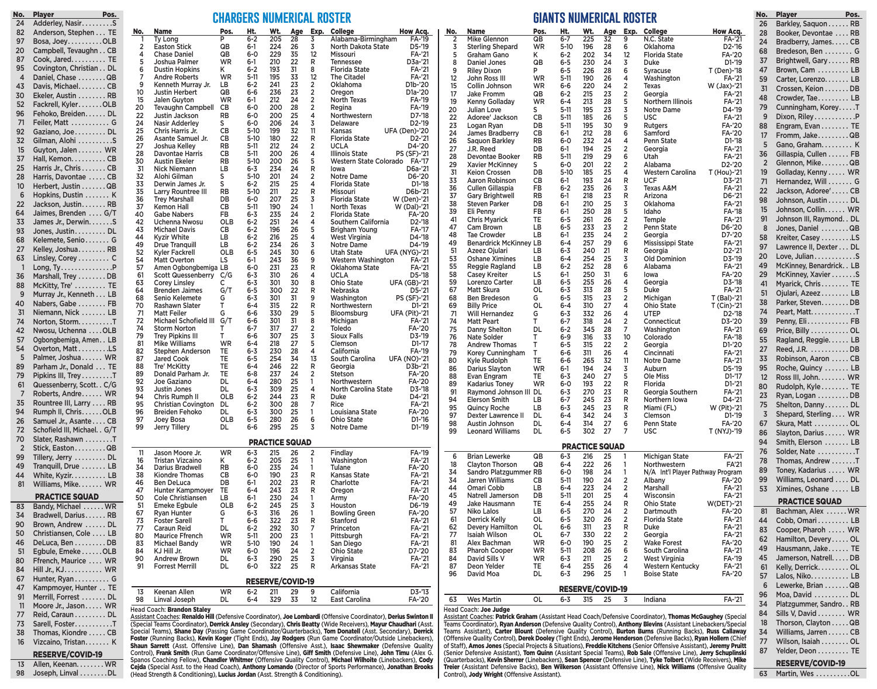| No. | Player | Pos. |
|---|---|---|
| 24 | Adderley, Nasir | S |
| 82 | Anderson, Stephen | TE |
| 97 | Bosa, Joey | OLB |
| 20 | Campbell, Tevaughn | CB |
| 87 | Cook, Jared | TE |
| 95 | Covington, Christian | DL |
| 4 | Daniel, Chase | QB |
| 43 | Davis, Michael | CB |
| 30 | Ekeler, Austin | RB |
| 52 | Fackrell, Kyler | OLB |
| 96 | Fehoko, Breiden | DL |
| 71 | Feiler, Matt | G |
| 92 | Gaziano, Joe | DL |
| 32 | Gilman, Alohi | S |
| 15 | Guyton, Jalen | WR |
| 37 | Hall, Kemon | CB |
| 25 | Harris Jr., Chris | CB |
| 28 | Harris, Davontae | CB |
| 10 | Herbert, Justin | QB |
| 6 | Hopkins, Dustin | K |
| 22 | Jackson, Justin | RB |
| 64 | Jaimes, Brenden | G/T |
| 33 | James Jr., Derwin | S |
| 93 | Jones, Justin | DL |
| 68 | Kelemete, Senio | G |
| 27 | Kelley, Joshua | RB |
| 63 | Linsley, Corey | C |
| 1 | Long, Ty | P |
| 36 | Marshall, Trey | DB |
| 88 | McKitty, Tre' | TE |
| 9 | Murray Jr., Kenneth | LB |
| 40 | Nabers, Gabe | FB |
| 31 | Niemann, Nick | LB |
| 74 | Norton, Storm | T |
| 42 | Nwosu, Uchenna | OLB |
| 57 | Ogbongbemiga, Amen | LB |
| 54 | Overton, Matt | LS |
| 5 | Palmer, Joshua | WR |
| 89 | Parham Jr., Donald | TE |
| 79 | Pipkins III, Trey | T |
| 61 | Quessenberry, Scott | C/G |
| 7 | Roberts, Andre | WR |
| 35 | Rountree III, Larry | RB |
| 94 | Rumph II, Chris | OLB |
| 26 | Samuel Jr., Asante | CB |
| 72 | Schofield III, Michael | G/T |
| 70 | Slater, Rashawn | T |
| 2 | Stick, Easton | QB |
| 99 | Tillery, Jerry | DL |
| 49 | Tranquill, Drue | LB |
| 44 | White, Kyzir | LB |
| 81 | Williams, Mike | WR |

**PRACTICE SQUAD**

| No. | Player | Pos. |
|---|---|---|
| 83 | Bandy, Michael | WR |
| 34 | Bradwell, Darius | RB |
| 90 | Brown, Andrew | DL |
| 50 | Christiansen, Cole | LB |
| 46 | DeLuca, Ben | DB |
| 51 | Egbule, Emeke | OLB |
| 80 | Ffrench, Maurice | WR |
| 84 | Hill Jr., KJ | WR |
| 67 | Hunter, Ryan | G |
| 47 | Kampmoyer, Hunter | TE |
| 91 | Merrill, Forrest | DL |
| 11 | Moore Jr., Jason | WR |
| 77 | Reid, Caraun | DL |
| 73 | Sarell, Foster | T |
| 38 | Thomas, Kiondre | CB |
| 16 | Vizcaino, Tristan | K |

**RESERVE/COVID-19**

| No. | Player | Pos. |
|---|---|---|
| 13 | Allen, Keenan | WR |
| 98 | Joseph, Linval | DL |

# CHARGERS NUMERICAL ROSTER

| No. | Name | Pos. | Ht. | Wt. | Age | Exp. | College | How Acq. |
|---|---|---|---|---|---|---|---|---|
| 1 | Ty Long | P | 6-2 | 205 | 28 | 3 | Alabama-Birmingham | FA-'19 |
| 2 | Easton Stick | QB | 6-1 | 224 | 26 | 3 | North Dakota State | D5-'19 |
| 4 | Chase Daniel | QB | 6-0 | 229 | 35 | 12 | Missouri | FA-'21 |
| 5 | Joshua Palmer | WR | 6-1 | 210 | 22 | R | Tennessee | D3a-'21 |
| 6 | Dustin Hopkins | K | 6-2 | 193 | 31 | 8 | Florida State | FA-'21 |
| 7 | Andre Roberts | WR | 5-11 | 195 | 33 | 12 | The Citadel | FA-'21 |
| 9 | Kenneth Murray Jr. | LB | 6-2 | 241 | 23 | 2 | Oklahoma | D1b-'20 |
| 10 | Justin Herbert | QB | 6-6 | 236 | 23 | 2 | Oregon | D1a-'20 |
| 15 | Jalen Guyton | WR | 6-1 | 212 | 24 | 2 | North Texas | FA-'19 |
| 20 | Tevaughn Campbell | CB | 6-0 | 200 | 28 | 2 | Regina | FA-'19 |
| 22 | Justin Jackson | RB | 6-0 | 200 | 25 | 4 | Northwestern | D7-'18 |
| 24 | Nasir Adderley | S | 6-0 | 206 | 24 | 3 | Delaware | D2-'19 |
| 25 | Chris Harris Jr. | CB | 5-10 | 199 | 32 | 11 | Kansas | UFA (Den)-'20 |
| 26 | Asante Samuel Jr. | CB | 5-10 | 180 | 22 | R | Florida State | D2-'21 |
| 27 | Joshua Kelley | RB | 5-11 | 212 | 24 | 2 | UCLA | D4-'20 |
| 28 | Davontae Harris | CB | 5-11 | 200 | 26 | 4 | Illinois State | PS (SF)-'21 |
| 30 | Austin Ekeler | RB | 5-10 | 200 | 26 | 5 | Western State Colorado | FA-'17 |
| 31 | Nick Niemann | LB | 6-3 | 234 | 24 | R | Iowa | D6a-'21 |
| 32 | Alohi Gilman | S | 5-10 | 201 | 24 | 2 | Notre Dame | D6-'20 |
| 33 | Derwin James Jr. | S | 6-2 | 215 | 25 | 4 | Florida State | D1-'18 |
| 35 | Larry Rountree III | RB | 5-10 | 211 | 22 | R | Missouri | D6b-'21 |
| 36 | Trey Marshall | DB | 6-0 | 207 | 25 | 3 | Florida State | W (Den)-'21 |
| 37 | Kemon Hall | CB | 5-11 | 190 | 24 | 1 | North Texas | W (Dal)-'21 |
| 40 | Gabe Nabers | FB | 6-3 | 235 | 24 | 2 | Florida State | FA-'20 |
| 42 | Uchenna Nwosu | OLB | 6-2 | 251 | 24 | 4 | Southern California | D2-'18 |
| 43 | Michael Davis | CB | 6-2 | 196 | 26 | 5 | Brigham Young | FA-'17 |
| 44 | Kyzir White | LB | 6-2 | 216 | 25 | 4 | West Virginia | D4-'18 |
| 49 | Drue Tranquill | LB | 6-2 | 234 | 26 | 3 | Notre Dame | D4-'19 |
| 52 | Kyler Fackrell | OLB | 6-5 | 245 | 30 | 6 | Utah State | UFA (NYG)-'21 |
| 54 | Matt Overton | LS | 6-1 | 243 | 36 | 9 | Western Washington | FA-'21 |
| 57 | Amen Ogbongbemiga | LB | 6-0 | 231 | 23 | R | Oklahoma State | FA-'21 |
| 61 | Scott Quessenberry | C/G | 6-3 | 310 | 26 | 4 | UCLA | D5-'18 |
| 63 | Corey Linsley | C | 6-3 | 301 | 30 | 8 | Ohio State | UFA (GB)-'21 |
| 64 | Brenden Jaimes | G/T | 6-5 | 300 | 22 | R | Nebraska | D5-'21 |
| 68 | Senio Kelemete | G | 6-3 | 301 | 31 | 9 | Washington | PS (SF)-'21 |
| 70 | Rashawn Slater | T | 6-4 | 315 | 22 | R | Northwestern | D1-'21 |
| 71 | Matt Feiler | G | 6-6 | 330 | 29 | 5 | Bloomsburg | UFA (Pit)-'21 |
| 72 | Michael Schofield III | G/T | 6-6 | 301 | 31 | 8 | Michigan | FA-'21 |
| 74 | Storm Norton | T | 6-7 | 317 | 27 | 2 | Toledo | FA-'20 |
| 79 | Trey Pipkins III | T | 6-6 | 307 | 25 | 3 | Sioux Falls | D3-'19 |
| 81 | Mike Williams | WR | 6-4 | 218 | 27 | 5 | Clemson | D1-'17 |
| 82 | Stephen Anderson | TE | 6-3 | 230 | 28 | 4 | California | FA-'19 |
| 87 | Jared Cook | TE | 6-5 | 254 | 34 | 13 | South Carolina | UFA (NO)-'21 |
| 88 | Tre' McKitty | TE | 6-4 | 246 | 22 | R | Georgia | D3b-'21 |
| 89 | Donald Parham Jr. | TE | 6-8 | 237 | 24 | 2 | Stetson | FA-'20 |
| 92 | Joe Gaziano | DL | 6-4 | 280 | 25 | 1 | Northwestern | FA-'20 |
| 93 | Justin Jones | DL | 6-3 | 309 | 25 | 4 | North Carolina State | D3-'18 |
| 94 | Chris Rumph II | OLB | 6-2 | 244 | 23 | R | Duke | D4-'21 |
| 95 | Christian Covington | DL | 6-2 | 300 | 28 | 7 | Rice | FA-'21 |
| 96 | Breiden Fehoko | DL | 6-3 | 300 | 25 | 1 | Louisiana State | FA-'20 |
| 97 | Joey Bosa | OLB | 6-5 | 280 | 26 | 6 | Ohio State | D1-'16 |
| 99 | Jerry Tillery | DL | 6-6 | 295 | 25 | 3 | Notre Dame | D1-'19 |

**PRACTICE SQUAD**

| No. | Name | Pos. | Ht. | Wt. | Age | Exp. | College | How Acq. |
|---|---|---|---|---|---|---|---|---|
| 11 | Jason Moore Jr. | WR | 6-3 | 215 | 26 | 2 | Findlay | FA-'19 |
| 16 | Tristan Vizcaino | K | 6-2 | 205 | 25 | 1 | Washington | FA-'21 |
| 34 | Darius Bradwell | RB | 6-0 | 235 | 24 | 1 | Tulane | FA-'20 |
| 38 | Kiondre Thomas | CB | 6-0 | 190 | 23 | R | Kansas State | FA-'21 |
| 46 | Ben DeLuca | DB | 6-1 | 202 | 23 | R | Charlotte | FA-'21 |
| 47 | Hunter Kampmoyer | TE | 6-4 | 243 | 23 | R | Oregon | FA-'21 |
| 50 | Cole Christiansen | LB | 6-1 | 230 | 24 | 1 | Army | FA-'20 |
| 51 | Emeke Egbule | OLB | 6-2 | 245 | 25 | 3 | Houston | D6-'19 |
| 67 | Ryan Hunter | G | 6-3 | 316 | 26 | 1 | Bowling Green | FA-'20 |
| 73 | Foster Sarell | T | 6-6 | 322 | 23 | R | Stanford | FA-'21 |
| 77 | Caraun Reid | DL | 6-2 | 292 | 30 | 7 | Princeton | FA-'21 |
| 80 | Maurice Ffrench | WR | 5-11 | 200 | 23 | 1 | Pittsburgh | FA-'21 |
| 83 | Michael Bandy | WR | 5-10 | 190 | 24 | 1 | San Diego | FA-'21 |
| 84 | KJ Hill Jr. | WR | 6-0 | 196 | 24 | 2 | Ohio State | D7-'20 |
| 90 | Andrew Brown | DL | 6-3 | 290 | 25 | 3 | Virginia | FA-'21 |
| 91 | Forrest Merrill | DL | 6-0 | 322 | 25 | R | Arkansas State | FA-'21 |

**RESERVE/COVID-19**

| No. | Name | Pos. | Ht. | Wt. | Age | Exp. | College | How Acq. |
|---|---|---|---|---|---|---|---|---|
| 13 | Keenan Allen | WR | 6-2 | 211 | 29 | 9 | California | D3-'13 |
| 98 | Linval Joseph | DL | 6-4 | 329 | 33 | 12 | East Carolina | FA-'20 |

Head Coach: **Brandon Staley**

Assistant Coaches: **Renaldo Hill** (Defensive Coordinator), **Joe Lombardi** (Offensive Coordinator), **Derius Swinton II** (Special Teams Coordinator), **Derrick Ansley** (Secondary), **Chris Beatty** (Wide Receivers), **Mayur Chaudhari** (Asst. Special Teams), **Shane Day** (Passing Game Coordinator/Quarterbacks), **Tom Donatell** (Asst. Secondary), **Derrick Foster** (Running Backs), **Kevin Koger** (Tight Ends), **Jay Rodgers** (Run Game Coordinator/Outside Linebackers), **Shaun Sarrett** (Asst. Offensive Line), **Dan Shamash** (Offensive Asst.), **Isaac Shewmaker** (Defensive Quality Control), **Frank Smith** (Run Game Coordinator/Offensive Line), **Giff Smith** (Defensive Line), **John Timu** (Alex G. Spanos Coaching Fellow), **Chandler Whitmer** (Offensive Quality Control), **Michael Wilhoite** (Linebackers), **Cody Cejda** (Special Asst. to the Head Coach), **Anthony Lomando** (Director of Sports Performance), **Jonathan Brooks** (Head Strength & Conditioning), **Lucius Jordan** (Asst. Strength & Conditioning).

# GIANTS NUMERICAL ROSTER

| No. | Name | Pos. | Ht. | Wt. | Age | Exp. | College | How Acq. |
|---|---|---|---|---|---|---|---|---|
| 2 | Mike Glennon | QB | 6-7 | 225 | 32 | 9 | N.C. State | FA-'21 |
| 3 | Sterling Shepard | WR | 5-10 | 196 | 28 | 6 | Oklahoma | D2-'16 |
| 5 | Graham Gano | K | 6-2 | 202 | 34 | 12 | Florida State | FA-'20 |
| 8 | Daniel Jones | QB | 6-5 | 230 | 24 | 3 | Duke | D1-'19 |
| 9 | Riley Dixon | P | 6-5 | 226 | 28 | 6 | Syracuse | T (Den)-'18 |
| 12 | John Ross III | WR | 5-11 | 190 | 26 | 4 | Washington | FA-'21 |
| 15 | Collin Johnson | WR | 6-6 | 220 | 24 | 2 | Texas | W (Jax)-'21 |
| 17 | Jake Fromm | QB | 6-2 | 215 | 23 | 2 | Georgia | FA-'21 |
| 19 | Kenny Golladay | WR | 6-4 | 213 | 28 | 5 | Northern Illinois | FA-'21 |
| 20 | Julian Love | S | 5-11 | 195 | 23 | 3 | Notre Dame | D4-'19 |
| 22 | Adoree' Jackson | CB | 5-11 | 185 | 26 | 5 | USC | FA-'21 |
| 23 | Logan Ryan | DB | 5-11 | 195 | 30 | 9 | Rutgers | FA-'20 |
| 24 | James Bradberry | CB | 6-1 | 212 | 28 | 6 | Samford | FA-'20 |
| 26 | Saquon Barkley | RB | 6-0 | 232 | 24 | 4 | Penn State | D1-'18 |
| 27 | J.R. Reed | DB | 6-1 | 194 | 25 | 2 | Georgia | FA-'21 |
| 28 | Devontae Booker | RB | 5-11 | 219 | 29 | 6 | Utah | FA-'21 |
| 29 | Xavier McKinney | S | 6-0 | 201 | 22 | 2 | Alabama | D2-'20 |
| 31 | Keion Crossen | DB | 5-10 | 185 | 25 | 4 | Western Carolina | T (Hou)-'21 |
| 33 | Aaron Robinson | CB | 6-1 | 193 | 24 | R | UCF | D3-'21 |
| 36 | Cullen Gillaspia | FB | 6-2 | 235 | 26 | 3 | Texas A&M | FA-'21 |
| 37 | Gary Brightwell | RB | 6-1 | 218 | 23 | R | Arizona | D6-'21 |
| 38 | Steven Parker | DB | 6-1 | 210 | 25 | 3 | Oklahoma | FA-'21 |
| 39 | Eli Penny | FB | 6-1 | 250 | 28 | 5 | Idaho | FA-'18 |
| 41 | Chris Myarick | TE | 6-5 | 261 | 26 | 2 | Temple | FA-'21 |
| 47 | Cam Brown | LB | 6-5 | 233 | 23 | 2 | Penn State | D6-'20 |
| 48 | Tae Crowder | LB | 6-1 | 235 | 24 | 2 | Georgia | D7-'20 |
| 49 | Benardrick McKinney | LB | 6-4 | 257 | 29 | 6 | Mississippi State | FA-'21 |
| 51 | Azeez Ojulari | LB | 6-3 | 240 | 21 | R | Georgia | D2-'21 |
| 53 | Oshane Ximines | LB | 6-4 | 254 | 25 | 3 | Old Dominion | D3-'19 |
| 55 | Reggie Ragland | LB | 6-2 | 252 | 28 | 6 | Alabama | FA-'21 |
| 58 | Casey Kreiter | LS | 6-1 | 250 | 31 | 6 | Iowa | FA-'20 |
| 59 | Lorenzo Carter | LB | 6-5 | 255 | 26 | 4 | Georgia | D3-'18 |
| 67 | Matt Skura | OL | 6-3 | 313 | 28 | 5 | Duke | FA-'21 |
| 68 | Ben Bredeson | G | 6-5 | 315 | 23 | 2 | Michigan | T (Bal)-'21 |
| 69 | Billy Price | OL | 6-4 | 310 | 27 | 4 | Ohio State | T (Cin)-'21 |
| 71 | Will Hernandez | G | 6-3 | 332 | 26 | 4 | UTEP | D2-'18 |
| 74 | Matt Peart | T | 6-7 | 318 | 24 | 2 | Connecticut | D3-'20 |
| 75 | Danny Shelton | DL | 6-2 | 345 | 28 | 7 | Washington | FA-'21 |
| 76 | Nate Solder | T | 6-9 | 316 | 33 | 10 | Colorado | FA-'18 |
| 78 | Andrew Thomas | T | 6-5 | 315 | 22 | 2 | Georgia | D1-'20 |
| 79 | Korey Cunningham | T | 6-6 | 311 | 26 | 4 | Cincinnati | FA-'21 |
| 80 | Kyle Rudolph | TE | 6-6 | 265 | 32 | 11 | Notre Dame | FA-'21 |
| 86 | Darius Slayton | WR | 6-1 | 194 | 24 | 3 | Auburn | D5-'19 |
| 88 | Evan Engram | TE | 6-3 | 240 | 27 | 5 | Ole Miss | D1-'17 |
| 89 | Kadarius Toney | WR | 6-0 | 193 | 22 | R | Florida | D1-'21 |
| 91 | Raymond Johnson III | DL | 6-3 | 270 | 23 | R | Georgia Southern | FA-'21 |
| 94 | Elerson Smith | LB | 6-7 | 245 | 23 | R | Northern Iowa | D4-'21 |
| 95 | Quincy Roche | LB | 6-3 | 245 | 23 | R | Miami (FL) | W (Pit)-'21 |
| 97 | Dexter Lawrence II | DL | 6-4 | 342 | 24 | 3 | Clemson | D1-'19 |
| 98 | Austin Johnson | DL | 6-4 | 314 | 27 | 6 | Penn State | FA-'20 |
| 99 | Leonard Williams | DL | 6-5 | 302 | 27 | 7 | USC | T (NYJ)-'19 |

**PRACTICE SQUAD**

| No. | Name | Pos. | Ht. | Wt. | Age | Exp. | College | How Acq. |
|---|---|---|---|---|---|---|---|---|
| 6 | Brian Lewerke | QB | 6-3 | 216 | 25 | 1 | Michigan State | FA-'21 |
| 18 | Clayton Thorson | QB | 6-4 | 222 | 26 | 1 | Northwestern | FA'21 |
| 34 | Sandro Platzgummer | RB | 6-0 | 198 | 24 | 1 | N/A Int'l Player Pathway Program | |
| 34 | Jarren Williams | CB | 5-11 | 190 | 24 | 2 | Albany | FA-'20 |
| 44 | Omari Cobb | LB | 6-4 | 223 | 24 | 2 | Marshall | FA-'21 |
| 45 | Natrell Jamerson | DB | 5-11 | 201 | 25 | 4 | Wisconsin | FA-'21 |
| 49 | Jake Hausmann | TE | 6-4 | 255 | 24 | R | Ohio State | W(DET)-'21 |
| 57 | Niko Lalos | LB | 6-5 | 270 | 24 | 2 | Dartmouth | FA-'20 |
| 61 | Derrick Kelly | OL | 6-5 | 320 | 26 | 2 | Florida State | FA-'21 |
| 62 | Devery Hamilton | OL | 6-6 | 311 | 23 | R | Duke | FA-'21 |
| 77 | Isaiah Wilson | OL | 6-7 | 330 | 22 | 2 | Georgia | FA-'21 |
| 81 | Alex Bachman | WR | 6-0 | 190 | 25 | 2 | Wake Forest | FA-'20 |
| 83 | Pharoh Cooper | WR | 5-11 | 208 | 26 | 6 | South Carolina | FA-'21 |
| 84 | David Sills V | WR | 6-3 | 211 | 25 | 2 | West Virginia | FA-'19 |
| 87 | Deon Yelder | TE | 6-4 | 255 | 26 | 4 | Western Kentucky | FA-'21 |
| 96 | David Moa | DL | 6-3 | 296 | 25 | 1 | Boise State | FA-'20 |

**RESERVE/COVID-19**

| No. | Name | Pos. | Ht. | Wt. | Age | Exp. | College | How Acq. |
|---|---|---|---|---|---|---|---|---|
| 63 | Wes Martin | OL | 6-3 | 315 | 25 | 3 | Indiana | FA-'21 |

Head Coach: **Joe Judge**

Assistant Coaches: **Patrick Graham** (Assistant Head Coach/Defensive Coordinator), **Thomas McGaughey** (Special Teams Coordinator), **Ryan Anderson** (Defensive Quality Control), **Anthony Blevins** (Assistant Linebackers/Special Teams Assistant), **Carter Blount** (Defensive Quality Control), **Burton Burns** (Running Backs), **Russ Callaway** (Offensive Quality Control), **Derek Dooley** (Tight Ends), **Jerome Henderson** (Defensive Backs), **Ryan Hollern** (Chief of Staff), **Amos Jones** (Special Projects & Situations), **Freddie Kitchens** (Senior Offensive Assistant), **Jeremy Pruitt** (Senior Defensive Assistant), **Tom Quinn** (Assistant Special Teams), **Rob Sale** (Offensive Line), **Jerry Schuplinski** (Quarterbacks), **Kevin Sherrer** (Linebackers), **Sean Spencer** (Defensive Line), **Tyke Tolbert** (Wide Receivers), **Mike Treier** (Assistant Defensive Backs), **Ben Wilkerson** (Assistant Offensive Line), **Nick Williams** (Offensive Quality Control), **Jody Wright** (Offensive Assistant).

| No. | Player | Pos. |
|---|---|---|
| 26 | Barkley, Saquon | RB |
| 28 | Booker, Devontae | RB |
| 24 | Bradberry, James | CB |
| 68 | Bredeson, Ben | G |
| 37 | Brightwell, Gary | RB |
| 47 | Brown, Cam | LB |
| 59 | Carter, Lorenzo | LB |
| 31 | Crossen, Keion | DB |
| 48 | Crowder, Tae | LB |
| 79 | Cunningham, Korey | T |
| 9 | Dixon, Riley | P |
| 88 | Engram, Evan | TE |
| 17 | Fromm, Jake | QB |
| 5 | Gano, Graham | K |
| 36 | Gillaspia, Cullen | FB |
| 2 | Glennon, Mike | QB |
| 19 | Golladay, Kenny | WR |
| 71 | Hernandez, Will | G |
| 22 | Jackson, Adoree' | CB |
| 98 | Johnson, Austin | DL |
| 15 | Johnson, Collin | WR |
| 91 | Johnson III, Raymond | DL |
| 8 | Jones, Daniel | QB |
| 58 | Kreiter, Casey | LS |
| 97 | Lawrence II, Dexter | DL |
| 20 | Love, Julian | S |
| 49 | McKinney, Benardrick | LB |
| 29 | McKinney, Xavier | S |
| 41 | Myarick, Chris | TE |
| 51 | Ojulari, Azeez | LB |
| 38 | Parker, Steven | DB |
| 74 | Peart, Matt | T |
| 39 | Penny, Eli | FB |
| 69 | Price, Billy | OL |
| 55 | Ragland, Reggie | LB |
| 27 | Reed, J.R. | DB |
| 33 | Robinson, Aaron | CB |
| 95 | Roche, Quincy | LB |
| 12 | Ross III, John | WR |
| 80 | Rudolph, Kyle | TE |
| 23 | Ryan, Logan | DB |
| 75 | Shelton, Danny | DL |
| 3 | Shepard, Sterling | WR |
| 67 | Skura, Matt | OL |
| 86 | Slayton, Darius | WR |
| 94 | Smith, Elerson | LB |
| 76 | Solder, Nate | T |
| 78 | Thomas, Andrew | T |
| 89 | Toney, Kadarius | WR |
| 99 | Williams, Leonard | DL |
| 53 | Ximines, Oshane | LB |

**PRACTICE SQUAD**

| No. | Player | Pos. |
|---|---|---|
| 81 | Bachman, Alex | WR |
| 44 | Cobb, Omari | LB |
| 83 | Cooper, Pharoh | WR |
| 62 | Hamilton, Devery | OL |
| 49 | Hausmann, Jake | TE |
| 45 | Jamerson, Natrell | DB |
| 61 | Kelly, Derrick | OL |
| 57 | Lalos, Niko | LB |
| 6 | Lewerke, Brian | QB |
| 96 | Moa, David | DL |
| 34 | Platzgummer, Sandro | RB |
| 84 | Sills V, David | WR |
| 18 | Thorson, Clayton | QB |
| 34 | Williams, Jarren | CB |
| 77 | Wilson, Isaiah | OL |
| 87 | Yelder, Deon | TE |

**RESERVE/COVID-19**

| No. | Player | Pos. |
|---|---|---|
| 63 | Martin, Wes | OL |